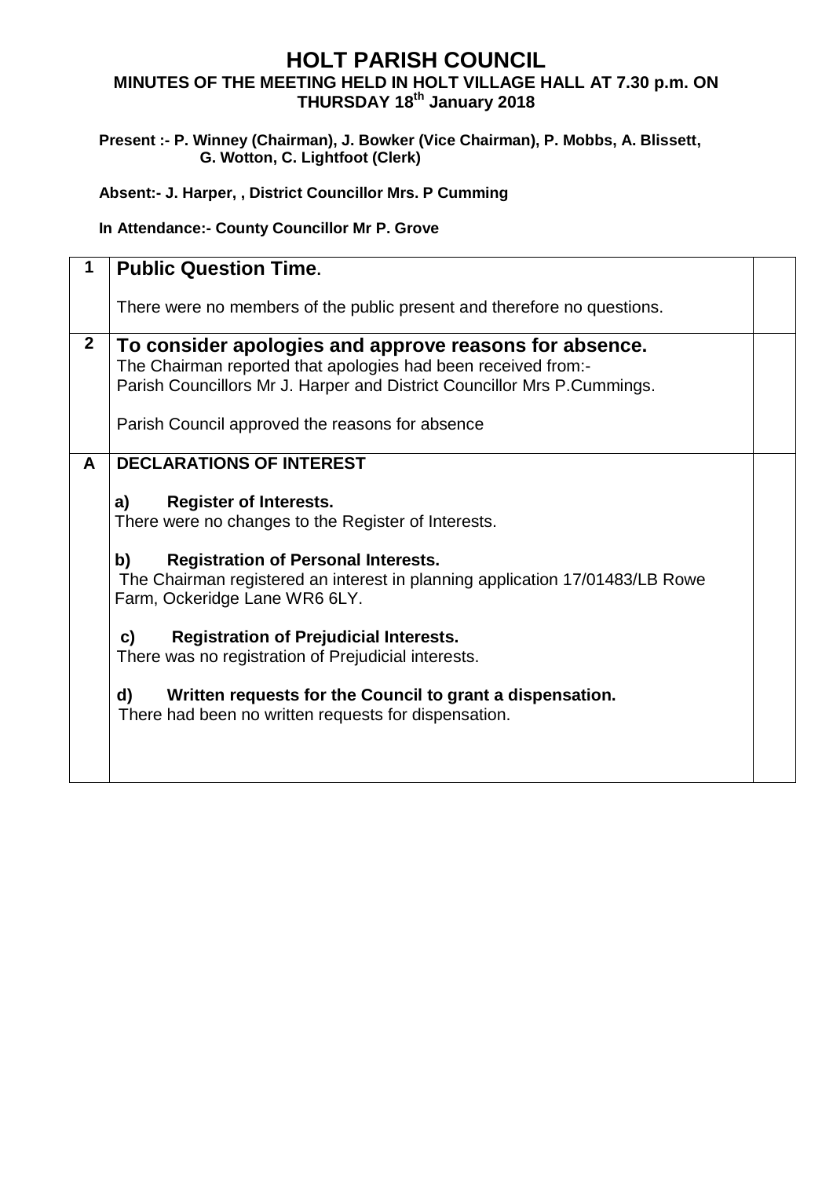# HOLT PARISH COUNCIL

## MINUTES OF THE MEETING HELD IN HOLT VILLAGE HALL AT 7.30 p.m. ON THURSDAY 18th January 2018

**Present :- P. Winney (Chairman), J. Bowker (Vice Chairman), P. Mobbs, A. Blissett, G. Wotton, C. Lightfoot (Clerk)**

**Absent:- J. Harper, , District Councillor Mrs. P Cumming**

**In Attendance:- County Councillor Mr P. Grove**

| | | |
|---|---|---|
| **1** | **Public Question Time.**<br><br>There were no members of the public present and therefore no questions. | |
| **2** | **To consider apologies and approve reasons for absence.**<br>The Chairman reported that apologies had been received from:-<br>Parish Councillors Mr J. Harper and District Councillor Mrs P.Cummings.<br><br>Parish Council approved the reasons for absence | |
| **A** | **DECLARATIONS OF INTEREST**<br><br>**a) Register of Interests.**<br>There were no changes to the Register of Interests.<br><br>**b) Registration of Personal Interests.**<br>The Chairman registered an interest in planning application 17/01483/LB Rowe Farm, Ockeridge Lane WR6 6LY.<br><br>**c) Registration of Prejudicial Interests.**<br>There was no registration of Prejudicial interests.<br><br>**d) Written requests for the Council to grant a dispensation.**<br>There had been no written requests for dispensation. | |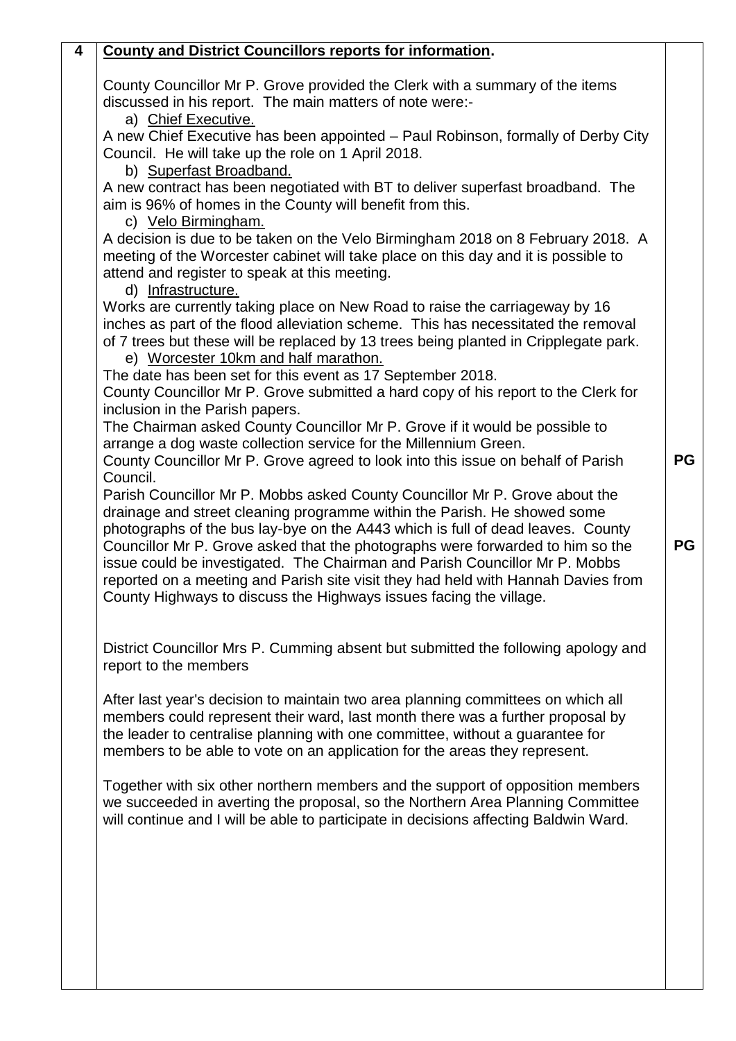| 4 | **County and District Councillors reports for information.** | |
|---|---|---|
| | County Councillor Mr P. Grove provided the Clerk with a summary of the items discussed in his report. The main matters of note were:-<br>a) Chief Executive.<br>A new Chief Executive has been appointed – Paul Robinson, formally of Derby City Council. He will take up the role on 1 April 2018.<br>b) Superfast Broadband.<br>A new contract has been negotiated with BT to deliver superfast broadband. The aim is 96% of homes in the County will benefit from this.<br>c) Velo Birmingham.<br>A decision is due to be taken on the Velo Birmingham 2018 on 8 February 2018. A meeting of the Worcester cabinet will take place on this day and it is possible to attend and register to speak at this meeting.<br>d) Infrastructure.<br>Works are currently taking place on New Road to raise the carriageway by 16 inches as part of the flood alleviation scheme. This has necessitated the removal of 7 trees but these will be replaced by 13 trees being planted in Cripplegate park.<br>e) Worcester 10km and half marathon.<br>The date has been set for this event as 17 September 2018.<br>County Councillor Mr P. Grove submitted a hard copy of his report to the Clerk for inclusion in the Parish papers.<br>The Chairman asked County Councillor Mr P. Grove if it would be possible to arrange a dog waste collection service for the Millennium Green.<br>County Councillor Mr P. Grove agreed to look into this issue on behalf of Parish Council. | **PG** |
| | Parish Councillor Mr P. Mobbs asked County Councillor Mr P. Grove about the drainage and street cleaning programme within the Parish. He showed some photographs of the bus lay-bye on the A443 which is full of dead leaves. County Councillor Mr P. Grove asked that the photographs were forwarded to him so the issue could be investigated. The Chairman and Parish Councillor Mr P. Mobbs reported on a meeting and Parish site visit they had held with Hannah Davies from County Highways to discuss the Highways issues facing the village. | **PG** |
| | District Councillor Mrs P. Cumming absent but submitted the following apology and report to the members<br><br>After last year's decision to maintain two area planning committees on which all members could represent their ward, last month there was a further proposal by the leader to centralise planning with one committee, without a guarantee for members to be able to vote on an application for the areas they represent.<br><br>Together with six other northern members and the support of opposition members we succeeded in averting the proposal, so the Northern Area Planning Committee will continue and I will be able to participate in decisions affecting Baldwin Ward. | |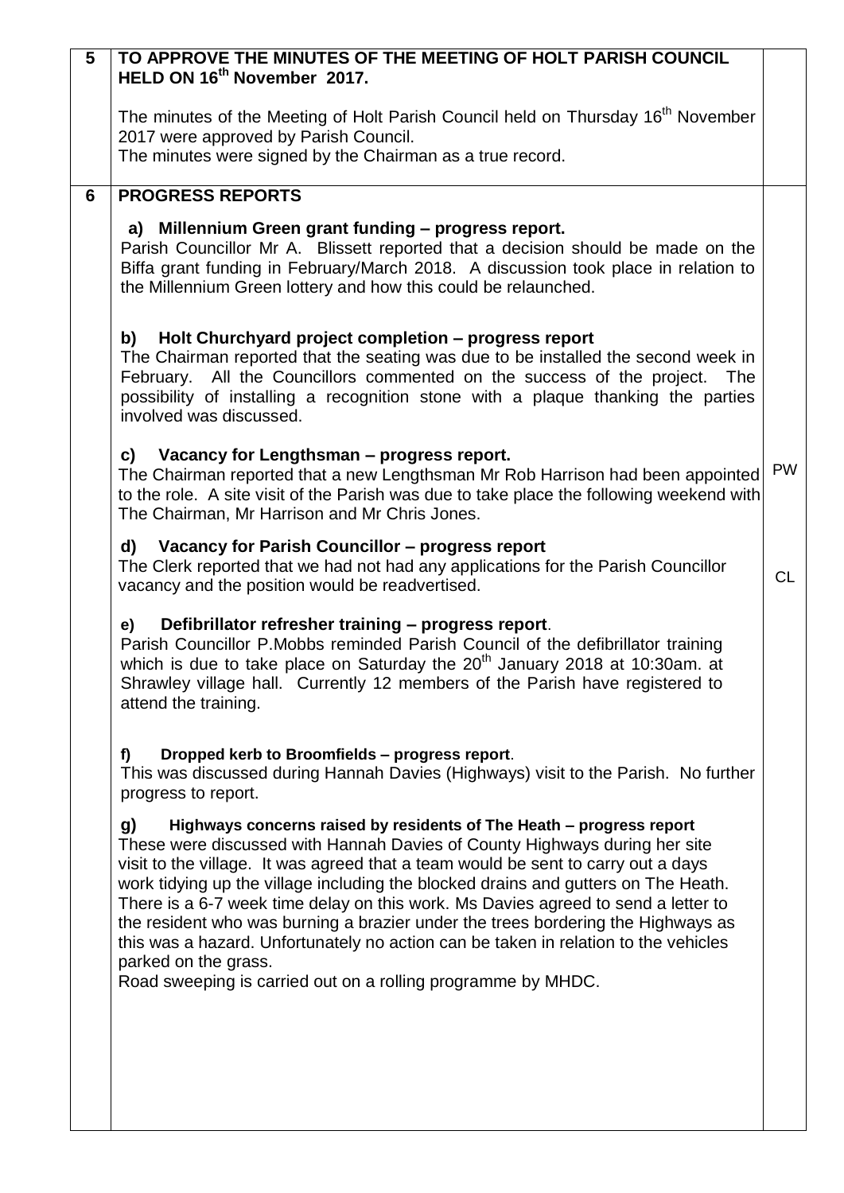| | | |
|---|---|---|
| **5** | **TO APPROVE THE MINUTES OF THE MEETING OF HOLT PARISH COUNCIL HELD ON 16th November 2017.**<br><br>The minutes of the Meeting of Holt Parish Council held on Thursday 16th November 2017 were approved by Parish Council.<br>The minutes were signed by the Chairman as a true record. | |
| **6** | **PROGRESS REPORTS**<br><br>**a) Millennium Green grant funding – progress report.**<br>Parish Councillor Mr A. Blissett reported that a decision should be made on the Biffa grant funding in February/March 2018. A discussion took place in relation to the Millennium Green lottery and how this could be relaunched.<br><br>**b) Holt Churchyard project completion – progress report**<br>The Chairman reported that the seating was due to be installed the second week in February. All the Councillors commented on the success of the project. The possibility of installing a recognition stone with a plaque thanking the parties involved was discussed.<br><br>**c) Vacancy for Lengthsman – progress report.**<br>The Chairman reported that a new Lengthsman Mr Rob Harrison had been appointed to the role. A site visit of the Parish was due to take place the following weekend with The Chairman, Mr Harrison and Mr Chris Jones.<br><br>**d) Vacancy for Parish Councillor – progress report**<br>The Clerk reported that we had not had any applications for the Parish Councillor vacancy and the position would be readvertised.<br><br>**e) Defibrillator refresher training – progress report.**<br>Parish Councillor P.Mobbs reminded Parish Council of the defibrillator training which is due to take place on Saturday the 20th January 2018 at 10:30am. at Shrawley village hall. Currently 12 members of the Parish have registered to attend the training.<br><br>**f) Dropped kerb to Broomfields – progress report.**<br>This was discussed during Hannah Davies (Highways) visit to the Parish. No further progress to report.<br><br>**g) Highways concerns raised by residents of The Heath – progress report**<br>These were discussed with Hannah Davies of County Highways during her site visit to the village. It was agreed that a team would be sent to carry out a days work tidying up the village including the blocked drains and gutters on The Heath. There is a 6-7 week time delay on this work. Ms Davies agreed to send a letter to the resident who was burning a brazier under the trees bordering the Highways as this was a hazard. Unfortunately no action can be taken in relation to the vehicles parked on the grass.<br>Road sweeping is carried out on a rolling programme by MHDC. | <br><br><br><br><br><br><br><br><br><br><br><br><br>PW<br><br><br><br>CL |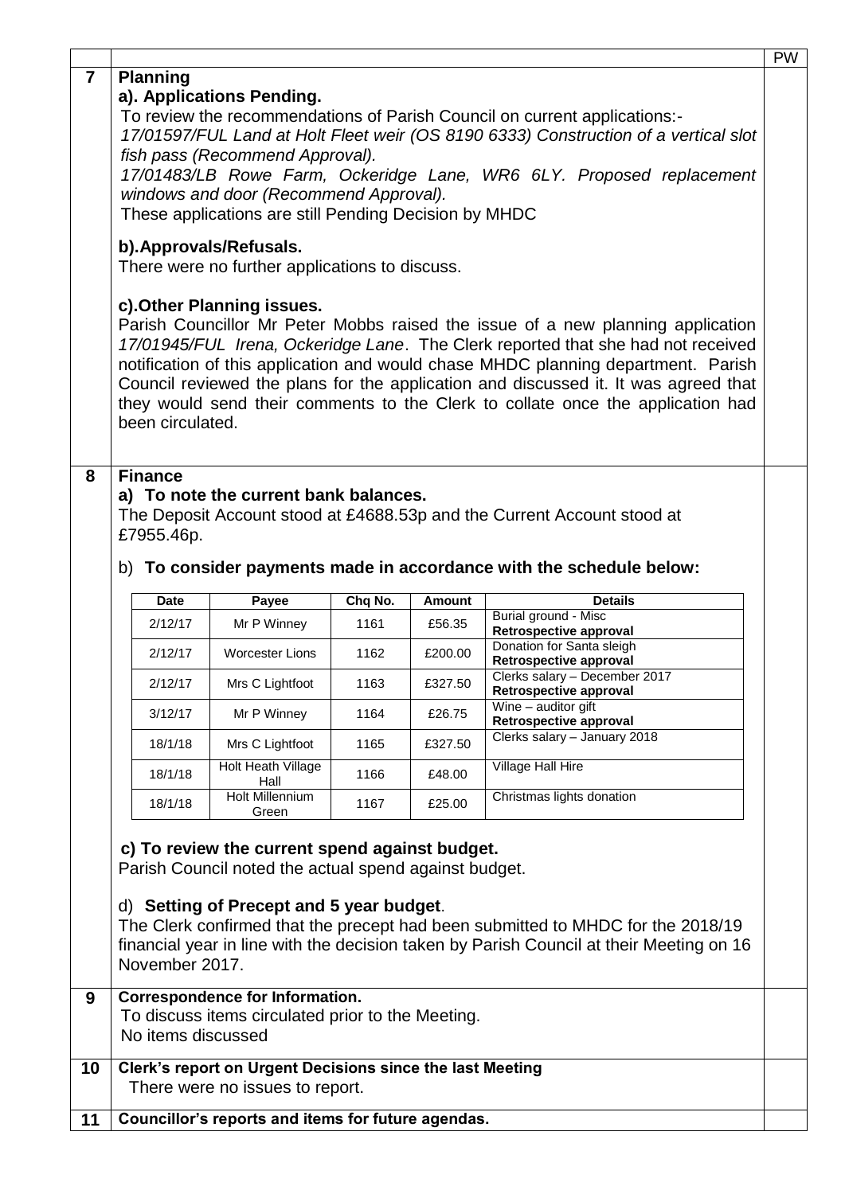| | | PW |
|---|---|---|
| **7** | **Planning** | |

**a). Applications Pending.**

To review the recommendations of Parish Council on current applications:-

*17/01597/FUL Land at Holt Fleet weir (OS 8190 6333) Construction of a vertical slot fish pass (Recommend Approval).*

*17/01483/LB Rowe Farm, Ockeridge Lane, WR6 6LY. Proposed replacement windows and door (Recommend Approval).*

These applications are still Pending Decision by MHDC

**b).Approvals/Refusals.**

There were no further applications to discuss.

**c).Other Planning issues.**

Parish Councillor Mr Peter Mobbs raised the issue of a new planning application *17/01945/FUL Irena, Ockeridge Lane*. The Clerk reported that she had not received notification of this application and would chase MHDC planning department. Parish Council reviewed the plans for the application and discussed it. It was agreed that they would send their comments to the Clerk to collate once the application had been circulated.

**8 Finance**

**a) To note the current bank balances.**

The Deposit Account stood at £4688.53p and the Current Account stood at £7955.46p.

b) **To consider payments made in accordance with the schedule below:**

| Date | Payee | Chq No. | Amount | Details |
|---|---|---|---|---|
| 2/12/17 | Mr P Winney | 1161 | £56.35 | Burial ground - Misc **Retrospective approval** |
| 2/12/17 | Worcester Lions | 1162 | £200.00 | Donation for Santa sleigh **Retrospective approval** |
| 2/12/17 | Mrs C Lightfoot | 1163 | £327.50 | Clerks salary – December 2017 **Retrospective approval** |
| 3/12/17 | Mr P Winney | 1164 | £26.75 | Wine – auditor gift **Retrospective approval** |
| 18/1/18 | Mrs C Lightfoot | 1165 | £327.50 | Clerks salary – January 2018 |
| 18/1/18 | Holt Heath Village Hall | 1166 | £48.00 | Village Hall Hire |
| 18/1/18 | Holt Millennium Green | 1167 | £25.00 | Christmas lights donation |

**c) To review the current spend against budget.**

Parish Council noted the actual spend against budget.

d) **Setting of Precept and 5 year budget**.

The Clerk confirmed that the precept had been submitted to MHDC for the 2018/19 financial year in line with the decision taken by Parish Council at their Meeting on 16 November 2017.

**9 Correspondence for Information.**

To discuss items circulated prior to the Meeting.

No items discussed

**10 Clerk's report on Urgent Decisions since the last Meeting**

There were no issues to report.

**11 Councillor's reports and items for future agendas.**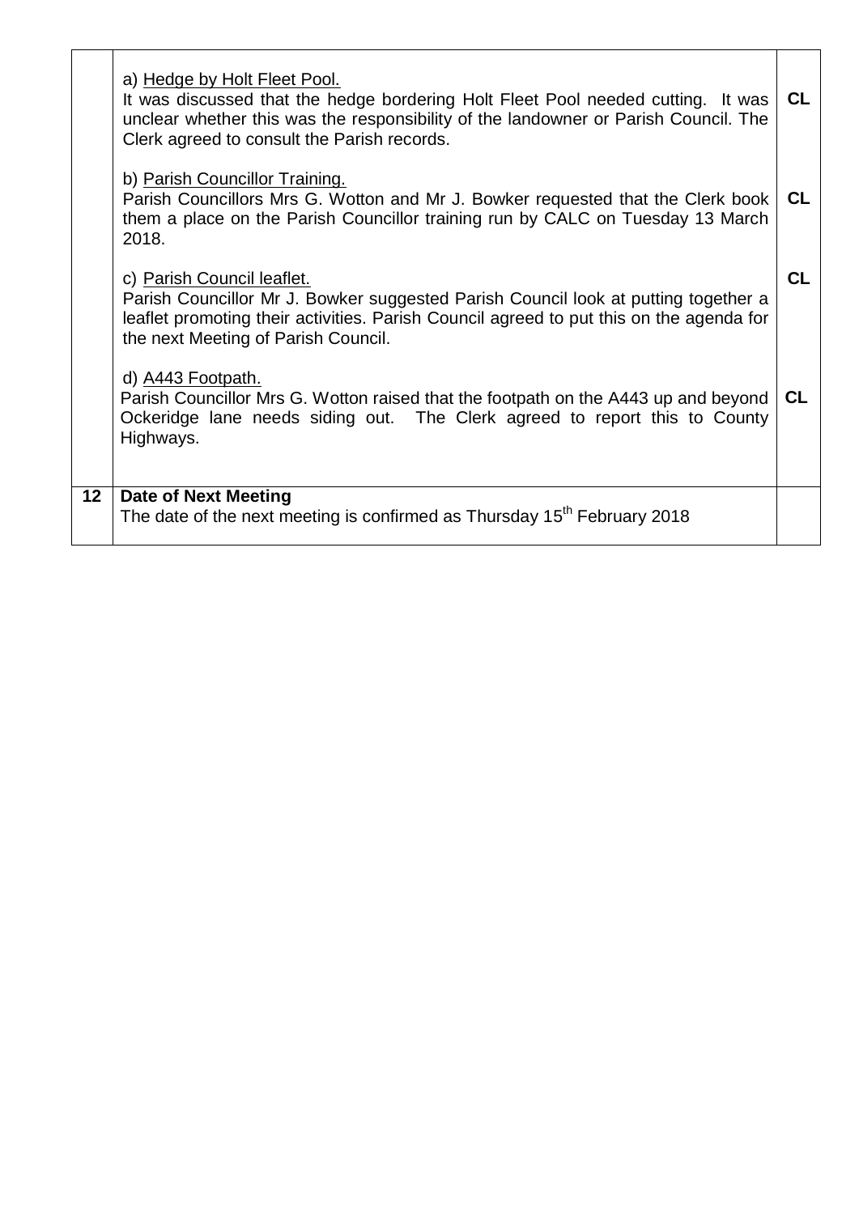| | | |
|---|---|---|
| | a) <u>Hedge by Holt Fleet Pool.</u><br>It was discussed that the hedge bordering Holt Fleet Pool needed cutting. It was unclear whether this was the responsibility of the landowner or Parish Council. The Clerk agreed to consult the Parish records.<br><br>b) <u>Parish Councillor Training.</u><br>Parish Councillors Mrs G. Wotton and Mr J. Bowker requested that the Clerk book them a place on the Parish Councillor training run by CALC on Tuesday 13 March 2018.<br><br>c) <u>Parish Council leaflet.</u><br>Parish Councillor Mr J. Bowker suggested Parish Council look at putting together a leaflet promoting their activities. Parish Council agreed to put this on the agenda for the next Meeting of Parish Council.<br><br>d) <u>A443 Footpath.</u><br>Parish Councillor Mrs G. Wotton raised that the footpath on the A443 up and beyond Ockeridge lane needs siding out. The Clerk agreed to report this to County Highways. | **CL**<br><br><br><br>**CL**<br><br><br><br>**CL**<br><br><br><br>**CL** |
| **12** | **Date of Next Meeting**<br>The date of the next meeting is confirmed as Thursday 15th February 2018 | |